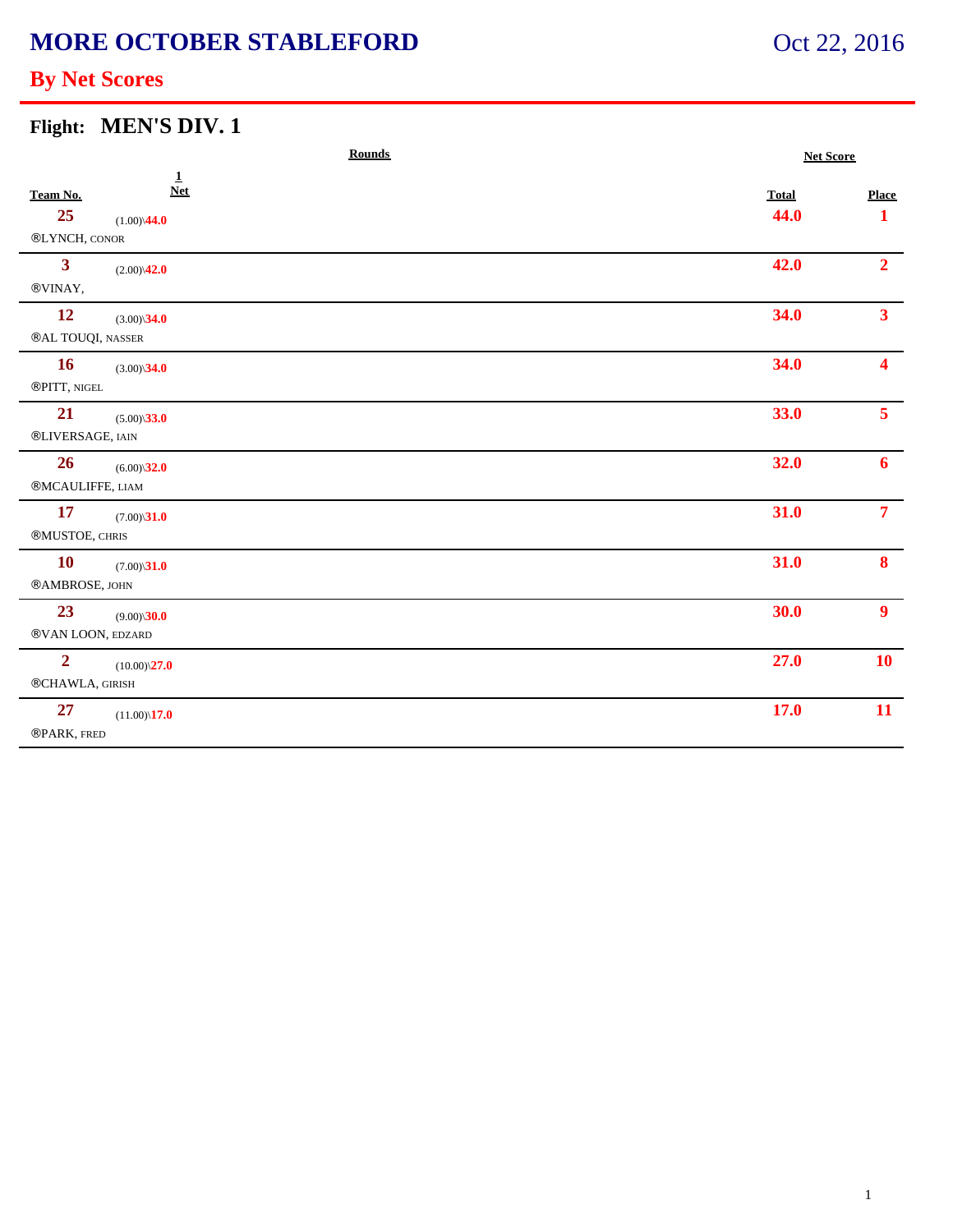# MORE OCTOBER STABLEFORD

Oct 22, 2016

## By Net Scores

### Flight: MEN'S DIV. 1

| Team No. | Rounds 1 Net | Net Score Total | Place |
|---|---|---|---|
| 25<br>®LYNCH, CONOR | (1.00)\44.0 | 44.0 | 1 |
| 3<br>®VINAY, | (2.00)\42.0 | 42.0 | 2 |
| 12<br>®AL TOUQI, NASSER | (3.00)\34.0 | 34.0 | 3 |
| 16<br>®PITT, NIGEL | (3.00)\34.0 | 34.0 | 4 |
| 21<br>®LIVERSAGE, IAIN | (5.00)\33.0 | 33.0 | 5 |
| 26<br>®MCAULIFFE, LIAM | (6.00)\32.0 | 32.0 | 6 |
| 17<br>®MUSTOE, CHRIS | (7.00)\31.0 | 31.0 | 7 |
| 10<br>®AMBROSE, JOHN | (7.00)\31.0 | 31.0 | 8 |
| 23<br>®VAN LOON, EDZARD | (9.00)\30.0 | 30.0 | 9 |
| 2<br>®CHAWLA, GIRISH | (10.00)\27.0 | 27.0 | 10 |
| 27<br>®PARK, FRED | (11.00)\17.0 | 17.0 | 11 |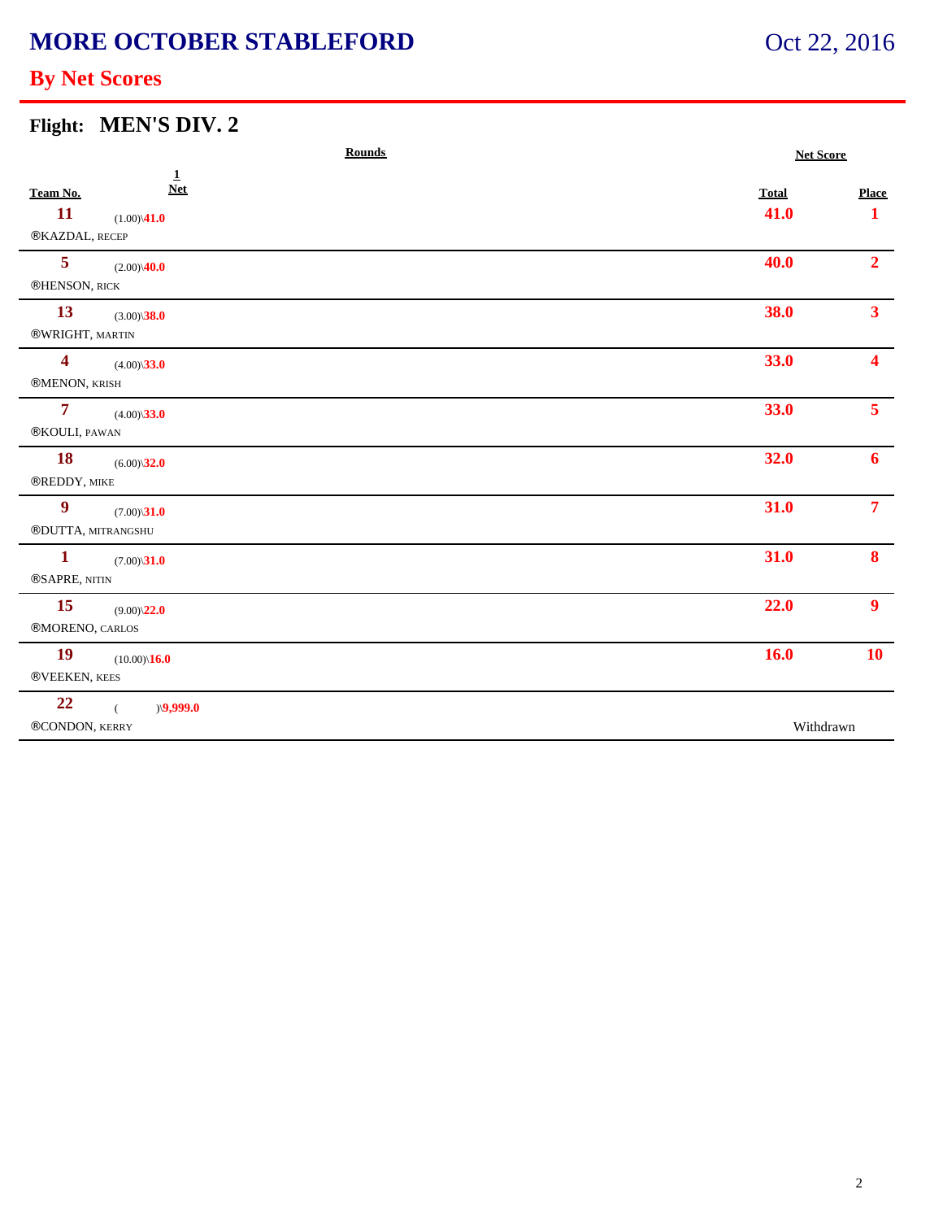# MORE OCTOBER STABLEFORD

Oct 22, 2016

## By Net Scores

### Flight: MEN'S DIV. 2

| Team No. | Rounds 1 Net | Net Score Total | Place |
|---|---|---|---|
| 11 ®KAZDAL, RECEP | (1.00)\41.0 | 41.0 | 1 |
| 5 ®HENSON, RICK | (2.00)\40.0 | 40.0 | 2 |
| 13 ®WRIGHT, MARTIN | (3.00)\38.0 | 38.0 | 3 |
| 4 ®MENON, KRISH | (4.00)\33.0 | 33.0 | 4 |
| 7 ®KOULI, PAWAN | (4.00)\33.0 | 33.0 | 5 |
| 18 ®REDDY, MIKE | (6.00)\32.0 | 32.0 | 6 |
| 9 ®DUTTA, MITRANGSHU | (7.00)\31.0 | 31.0 | 7 |
| 1 ®SAPRE, NITIN | (7.00)\31.0 | 31.0 | 8 |
| 15 ®MORENO, CARLOS | (9.00)\22.0 | 22.0 | 9 |
| 19 ®VEEKEN, KEES | (10.00)\16.0 | 16.0 | 10 |
| 22 ®CONDON, KERRY | ( )\9,999.0 | Withdrawn | |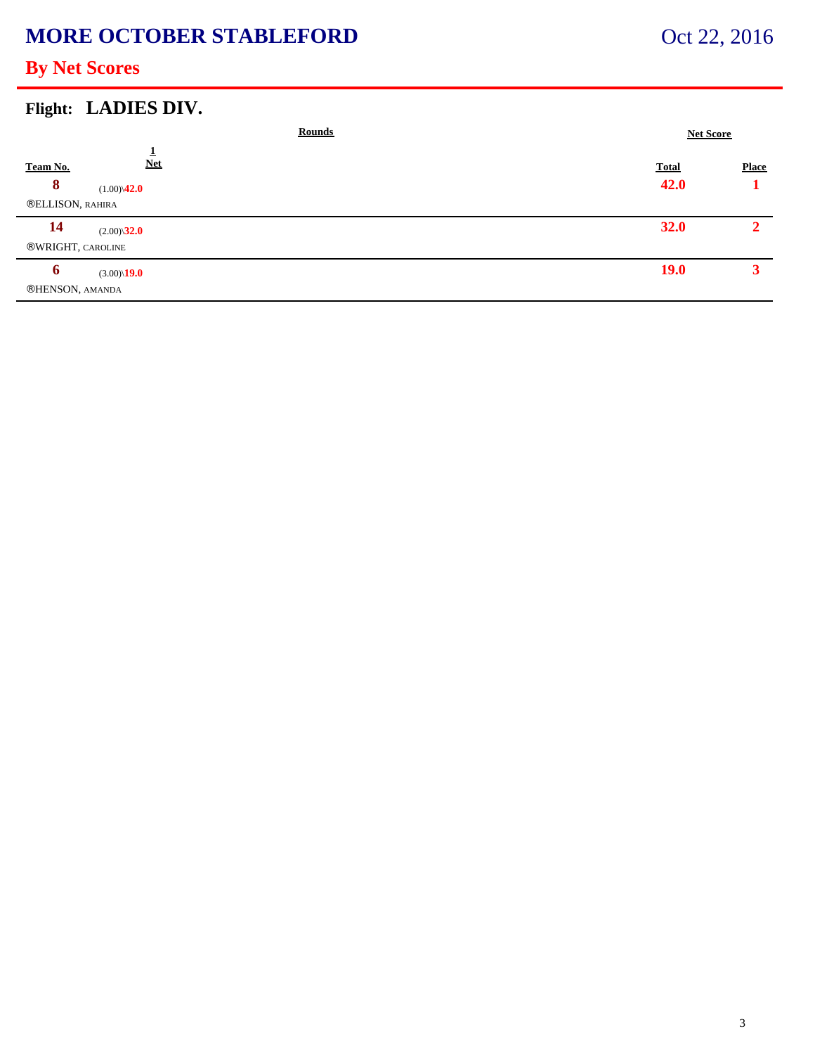# MORE OCTOBER STABLEFORD

Oct 22, 2016

## By Net Scores

### Flight: LADIES DIV.

| | Rounds | Net Score | |
|---|---|---|---|
| Team No. | 1 Net | Total | Place |
| 8 ®ELLISON, RAHIRA | (1.00)\42.0 | 42.0 | 1 |
| 14 ®WRIGHT, CAROLINE | (2.00)\32.0 | 32.0 | 2 |
| 6 ®HENSON, AMANDA | (3.00)\19.0 | 19.0 | 3 |